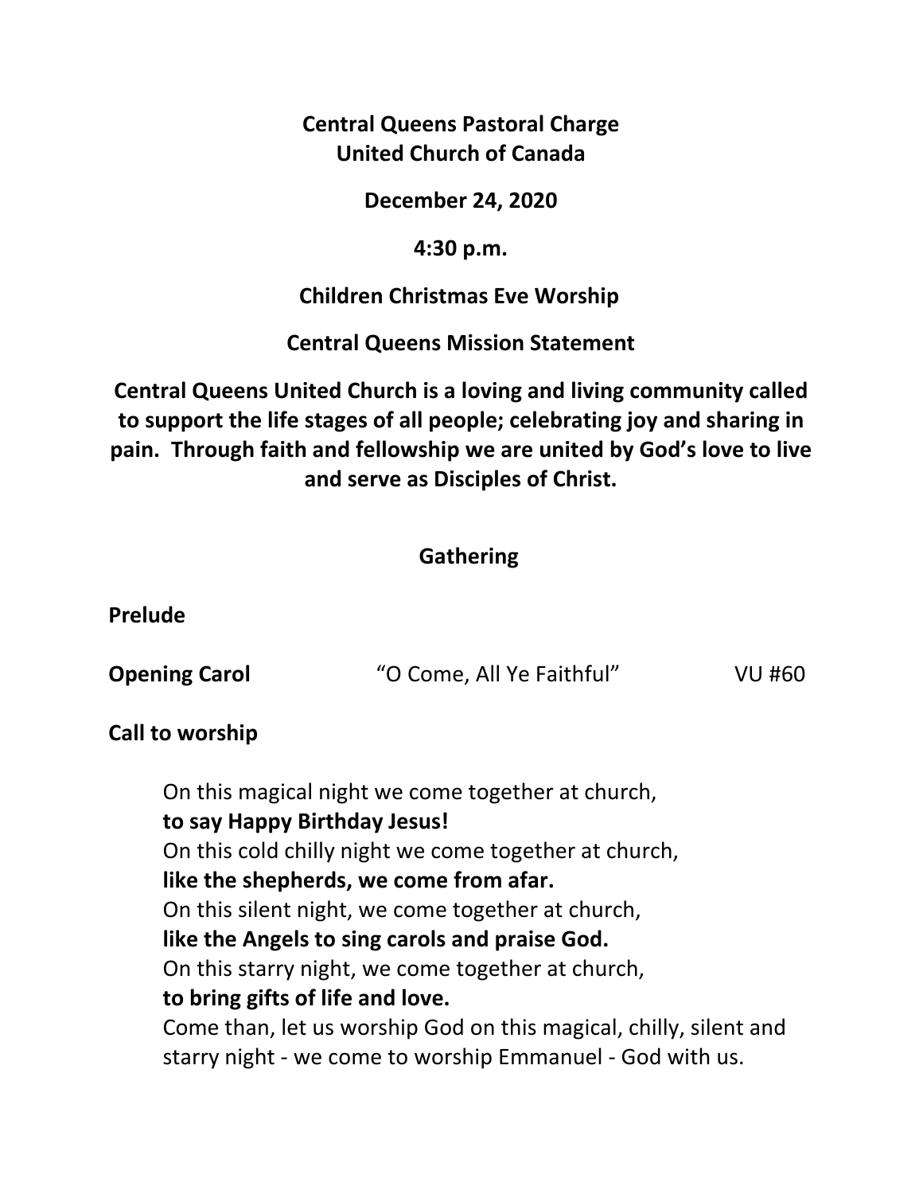**Central Queens Pastoral Charge**
**United Church of Canada**

**December 24, 2020**

**4:30 p.m.**

**Children Christmas Eve Worship**

**Central Queens Mission Statement**

**Central Queens United Church is a loving and living community called to support the life stages of all people; celebrating joy and sharing in pain. Through faith and fellowship we are united by God's love to live and serve as Disciples of Christ.**

## Gathering

**Prelude**

**Opening Carol** "O Come, All Ye Faithful" VU #60

**Call to worship**

On this magical night we come together at church,
**to say Happy Birthday Jesus!**
On this cold chilly night we come together at church,
**like the shepherds, we come from afar.**
On this silent night, we come together at church,
**like the Angels to sing carols and praise God.**
On this starry night, we come together at church,
**to bring gifts of life and love.**
Come than, let us worship God on this magical, chilly, silent and starry night - we come to worship Emmanuel - God with us.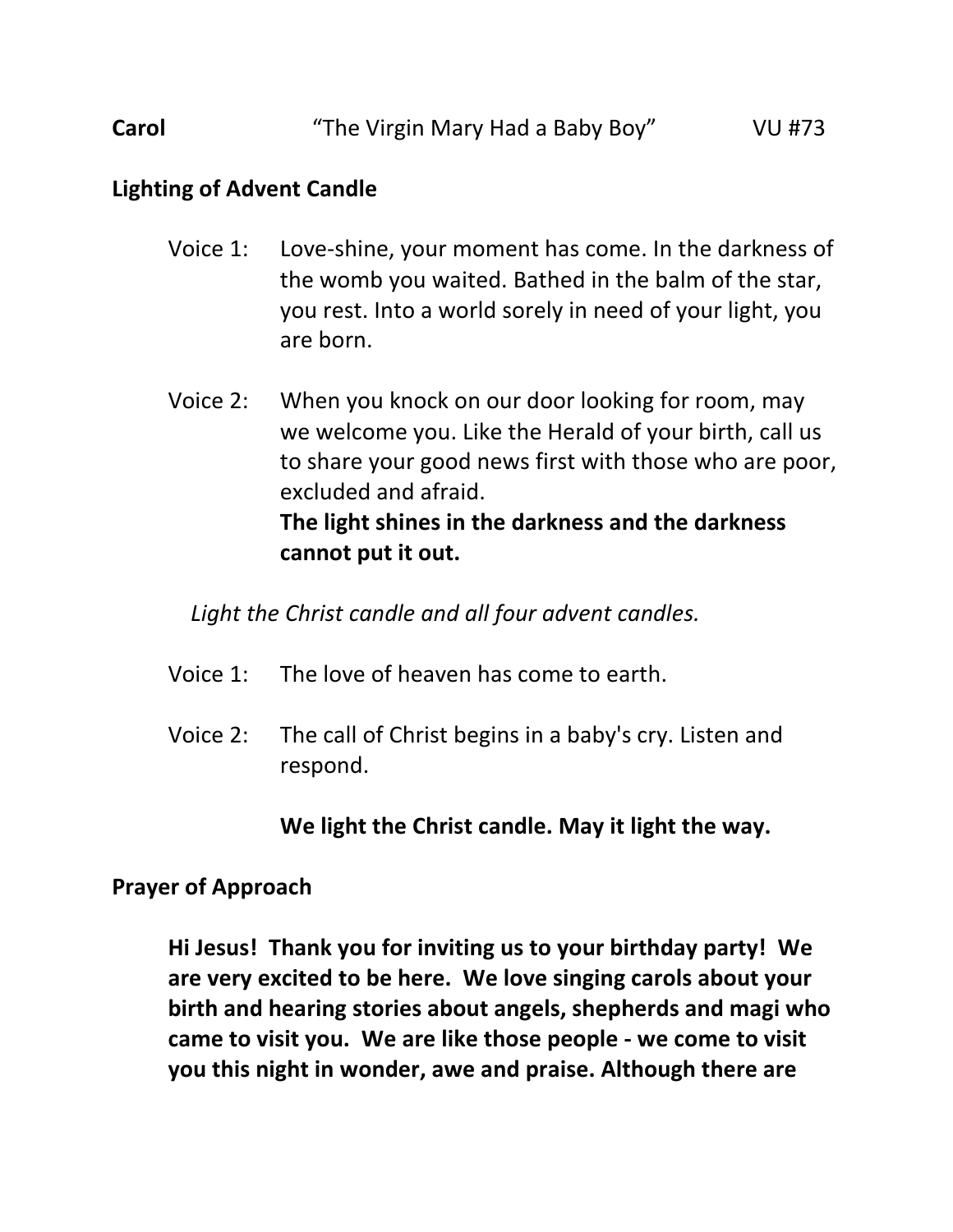**Carol** "The Virgin Mary Had a Baby Boy" VU #73

**Lighting of Advent Candle**

Voice 1: Love-shine, your moment has come. In the darkness of the womb you waited. Bathed in the balm of the star, you rest. Into a world sorely in need of your light, you are born.

Voice 2: When you knock on our door looking for room, may we welcome you. Like the Herald of your birth, call us to share your good news first with those who are poor, excluded and afraid.
**The light shines in the darkness and the darkness cannot put it out.**

*Light the Christ candle and all four advent candles.*

Voice 1: The love of heaven has come to earth.

Voice 2: The call of Christ begins in a baby's cry. Listen and respond.

**We light the Christ candle. May it light the way.**

**Prayer of Approach**

**Hi Jesus! Thank you for inviting us to your birthday party! We are very excited to be here. We love singing carols about your birth and hearing stories about angels, shepherds and magi who came to visit you. We are like those people - we come to visit you this night in wonder, awe and praise. Although there are**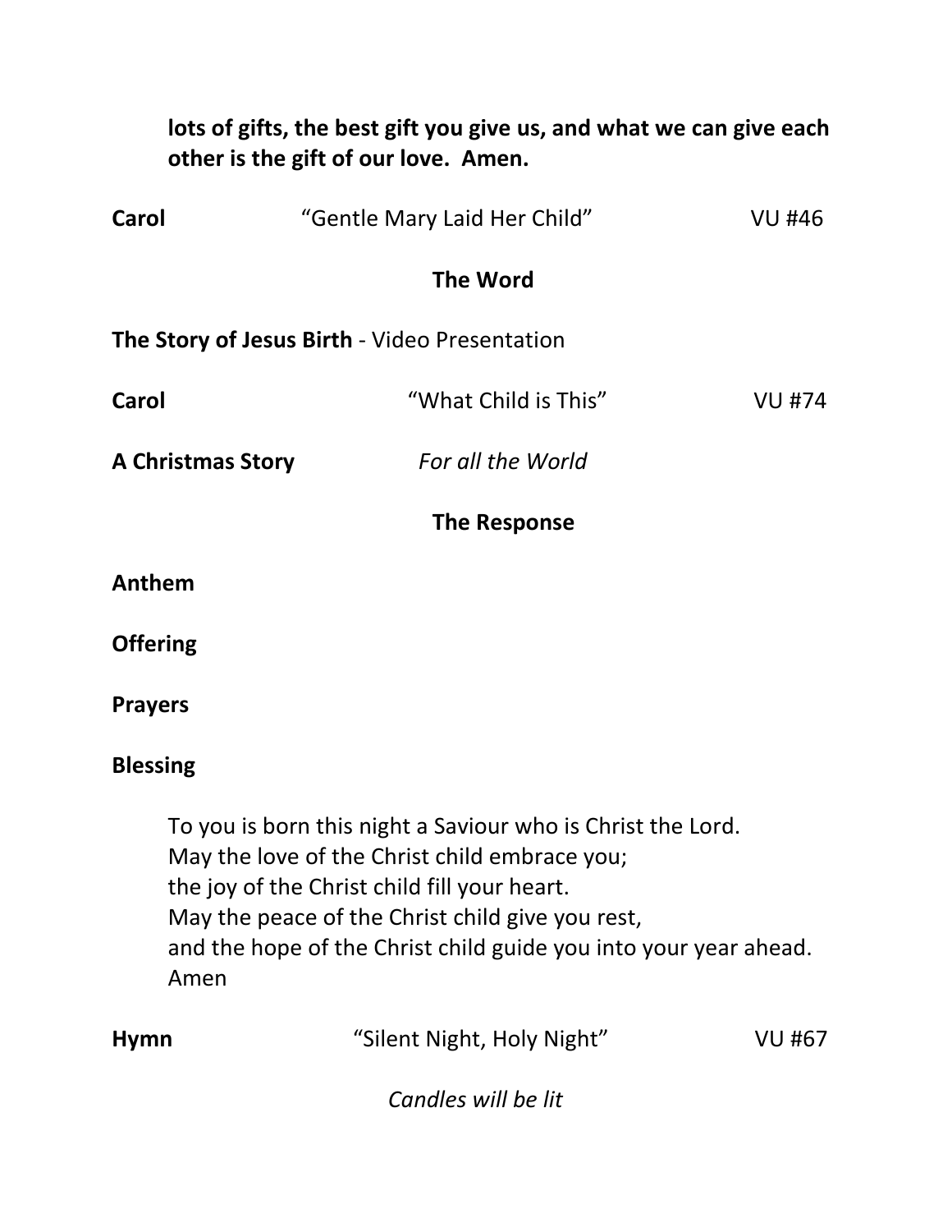**lots of gifts, the best gift you give us, and what we can give each other is the gift of our love. Amen.**

**Carol** “Gentle Mary Laid Her Child” VU #46

**The Word**

**The Story of Jesus Birth** - Video Presentation

**Carol** “What Child is This” VU #74

**A Christmas Story** *For all the World*

**The Response**

**Anthem**

**Offering**

**Prayers**

**Blessing**

To you is born this night a Saviour who is Christ the Lord.
May the love of the Christ child embrace you;
the joy of the Christ child fill your heart.
May the peace of the Christ child give you rest,
and the hope of the Christ child guide you into your year ahead.
Amen

**Hymn** “Silent Night, Holy Night” VU #67

*Candles will be lit*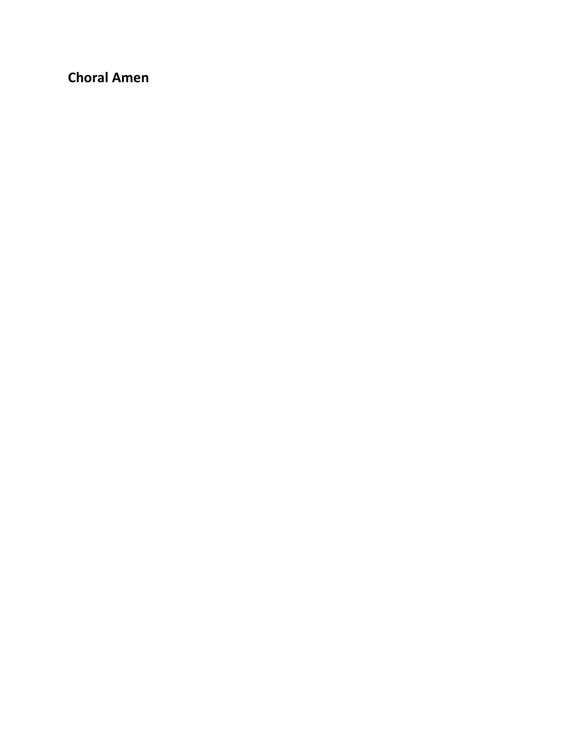**Choral Amen**